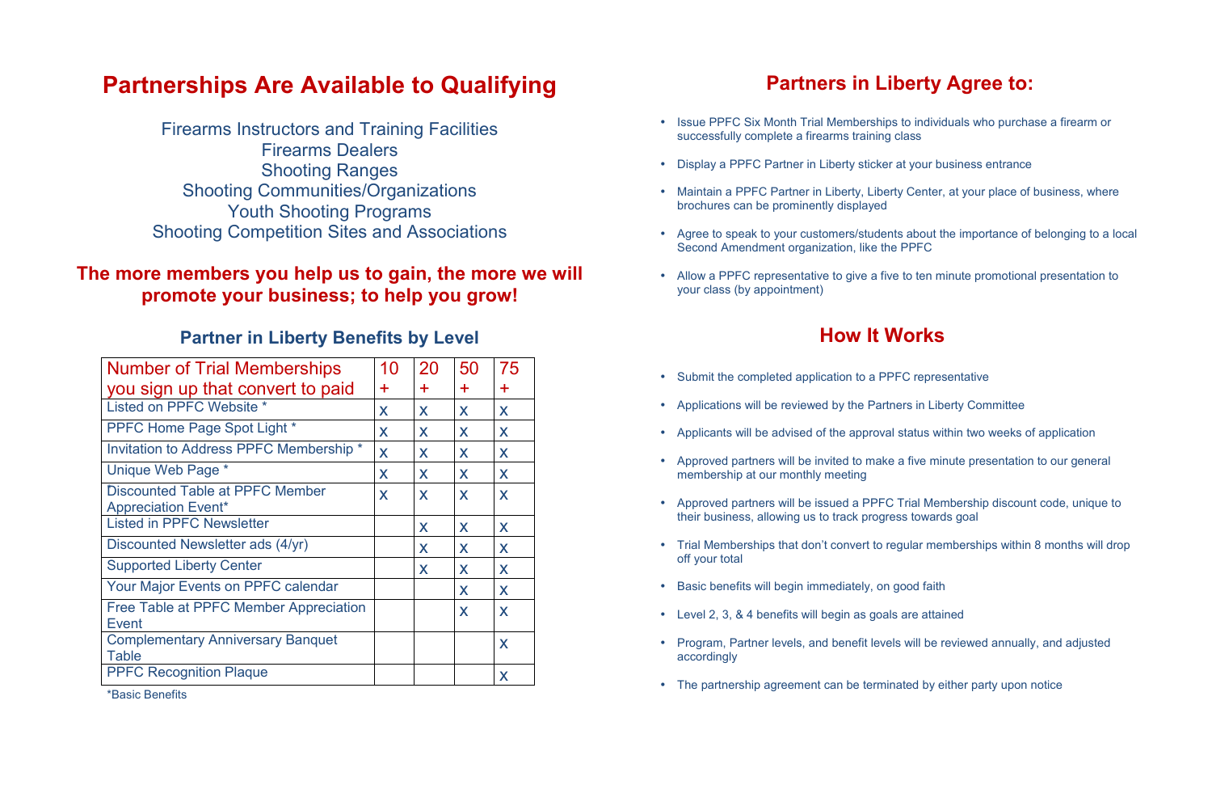## Partnerships Are Available to Qualifying

Firearms Instructors and Training Facilities
Firearms Dealers
Shooting Ranges
Shooting Communities/Organizations
Youth Shooting Programs
Shooting Competition Sites and Associations

**The more members you help us to gain, the more we will promote your business; to help you grow!**

### Partner in Liberty Benefits by Level

| Number of Trial Memberships you sign up that convert to paid | 10 + | 20 + | 50 + | 75 + |
|---|---|---|---|---|
| Listed on PPFC Website * | x | x | x | x |
| PPFC Home Page Spot Light * | x | x | x | x |
| Invitation to Address PPFC Membership * | x | x | x | x |
| Unique Web Page * | x | x | x | x |
| Discounted Table at PPFC Member Appreciation Event* | x | x | x | x |
| Listed in PPFC Newsletter | | x | x | x |
| Discounted Newsletter ads (4/yr) | | x | x | x |
| Supported Liberty Center | | x | x | x |
| Your Major Events on PPFC calendar | | | x | x |
| Free Table at PPFC Member Appreciation Event | | | x | x |
| Complementary Anniversary Banquet Table | | | | x |
| PPFC Recognition Plaque | | | | x |

*Basic Benefits

## Partners in Liberty Agree to:

- Issue PPFC Six Month Trial Memberships to individuals who purchase a firearm or successfully complete a firearms training class
- Display a PPFC Partner in Liberty sticker at your business entrance
- Maintain a PPFC Partner in Liberty, Liberty Center, at your place of business, where brochures can be prominently displayed
- Agree to speak to your customers/students about the importance of belonging to a local Second Amendment organization, like the PPFC
- Allow a PPFC representative to give a five to ten minute promotional presentation to your class (by appointment)

## How It Works

- Submit the completed application to a PPFC representative
- Applications will be reviewed by the Partners in Liberty Committee
- Applicants will be advised of the approval status within two weeks of application
- Approved partners will be invited to make a five minute presentation to our general membership at our monthly meeting
- Approved partners will be issued a PPFC Trial Membership discount code, unique to their business, allowing us to track progress towards goal
- Trial Memberships that don't convert to regular memberships within 8 months will drop off your total
- Basic benefits will begin immediately, on good faith
- Level 2, 3, & 4 benefits will begin as goals are attained
- Program, Partner levels, and benefit levels will be reviewed annually, and adjusted accordingly
- The partnership agreement can be terminated by either party upon notice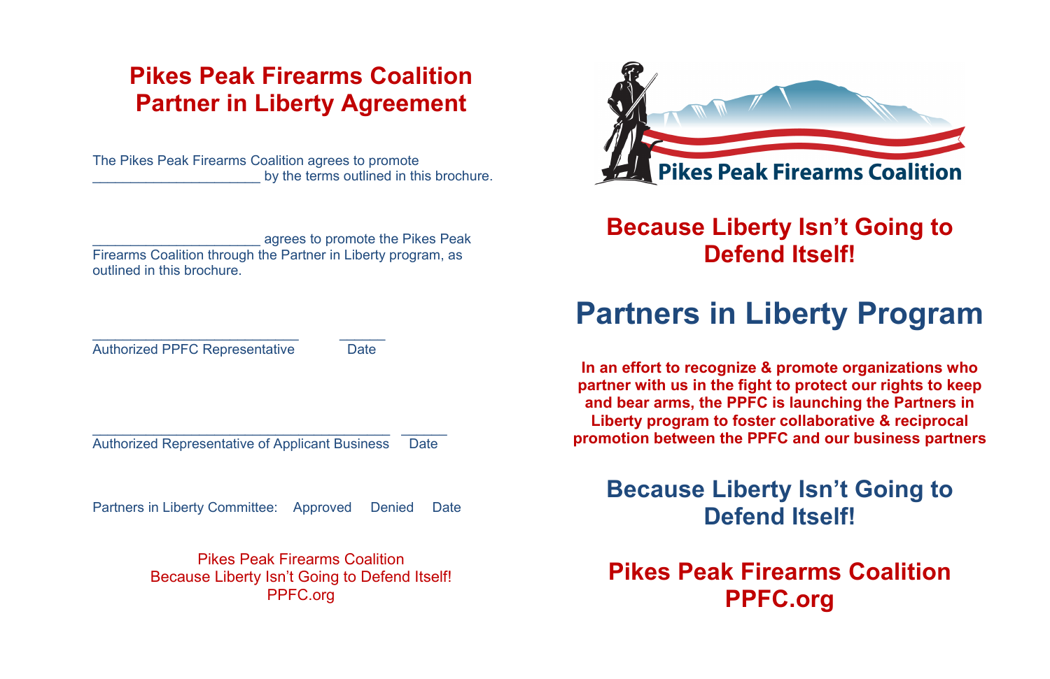# Pikes Peak Firearms Coalition
# Partner in Liberty Agreement

The Pikes Peak Firearms Coalition agrees to promote ______________________ by the terms outlined in this brochure.

______________________ agrees to promote the Pikes Peak Firearms Coalition through the Partner in Liberty program, as outlined in this brochure.

___________________________ ______
Authorized PPFC Representative Date

_______________________________________ ______
Authorized Representative of Applicant Business Date

Partners in Liberty Committee: Approved Denied Date

Pikes Peak Firearms Coalition
Because Liberty Isn't Going to Defend Itself!
PPFC.org

Pikes Peak Firearms Coalition

## Because Liberty Isn't Going to Defend Itself!

# Partners in Liberty Program

**In an effort to recognize & promote organizations who partner with us in the fight to protect our rights to keep and bear arms, the PPFC is launching the Partners in Liberty program to foster collaborative & reciprocal promotion between the PPFC and our business partners**

## Because Liberty Isn't Going to Defend Itself!

## Pikes Peak Firearms Coalition
## PPFC.org